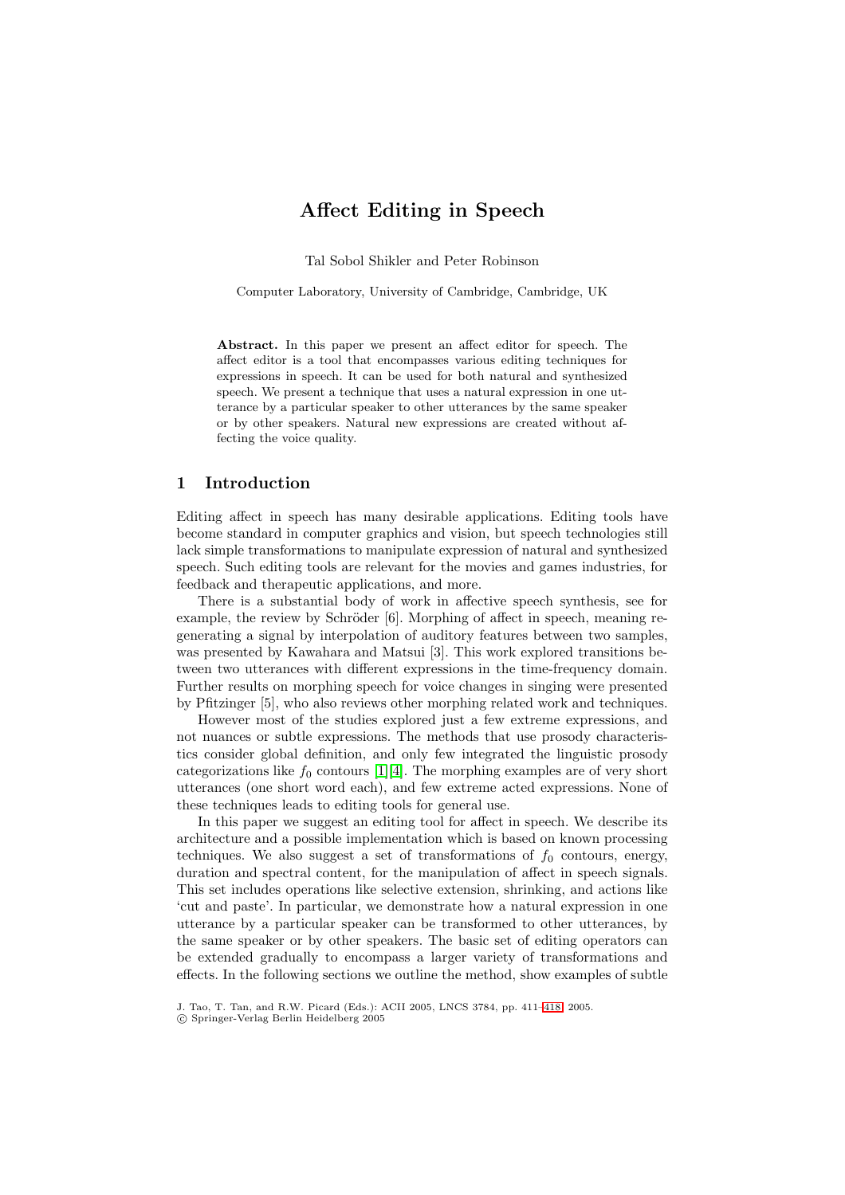# Affect Editing in Speech

Tal Sobol Shikler and Peter Robinson

Computer Laboratory, University of Cambridge, Cambridge, UK

**Abstract.** In this paper we present an affect editor for speech. The affect editor is a tool that encompasses various editing techniques for expressions in speech. It can be used for both natural and synthesized speech. We present a technique that uses a natural expression in one utterance by a particular speaker to other utterances by the same speaker or by other speakers. Natural new expressions are created without affecting the voice quality.

## 1 Introduction

Editing affect in speech has many desirable applications. Editing tools have become standard in computer graphics and vision, but speech technologies still lack simple transformations to manipulate expression of natural and synthesized speech. Such editing tools are relevant for the movies and games industries, for feedback and therapeutic applications, and more.

There is a substantial body of work in affective speech synthesis, see for example, the review by Schröder [6]. Morphing of affect in speech, meaning regenerating a signal by interpolation of auditory features between two samples, was presented by Kawahara and Matsui [3]. This work explored transitions between two utterances with different expressions in the time-frequency domain. Further results on morphing speech for voice changes in singing were presented by Pfitzinger [5], who also reviews other morphing related work and techniques.

However most of the studies explored just a few extreme expressions, and not nuances or subtle expressions. The methods that use prosody characteristics consider global definition, and only few integrated the linguistic prosody categorizations like $f_0$ contours [1][4]. The morphing examples are of very short utterances (one short word each), and few extreme acted expressions. None of these techniques leads to editing tools for general use.

In this paper we suggest an editing tool for affect in speech. We describe its architecture and a possible implementation which is based on known processing techniques. We also suggest a set of transformations of $f_0$ contours, energy, duration and spectral content, for the manipulation of affect in speech signals. This set includes operations like selective extension, shrinking, and actions like 'cut and paste'. In particular, we demonstrate how a natural expression in one utterance by a particular speaker can be transformed to other utterances, by the same speaker or by other speakers. The basic set of editing operators can be extended gradually to encompass a larger variety of transformations and effects. In the following sections we outline the method, show examples of subtle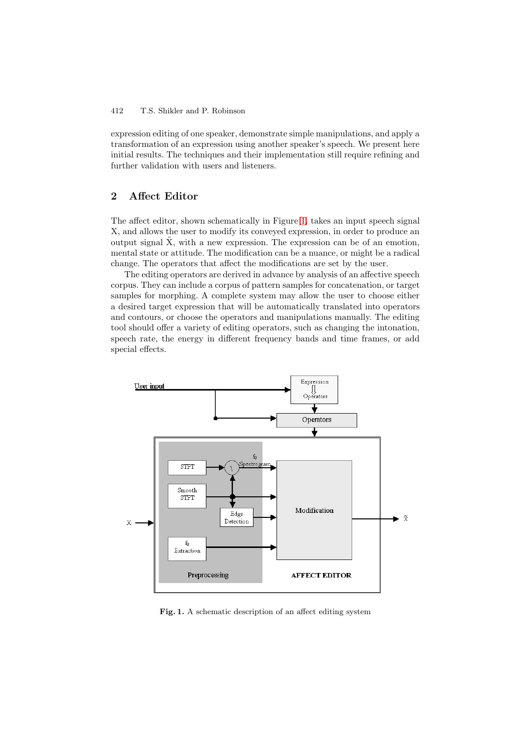expression editing of one speaker, demonstrate simple manipulations, and apply a transformation of an expression using another speaker's speech. We present here initial results. The techniques and their implementation still require refining and further validation with users and listeners.

## 2 Affect Editor

The affect editor, shown schematically in Figure 1, takes an input speech signal X, and allows the user to modify its conveyed expression, in order to produce an output signal $\tilde{X}$, with a new expression. The expression can be of an emotion, mental state or attitude. The modification can be a nuance, or might be a radical change. The operators that affect the modifications are set by the user.

The editing operators are derived in advance by analysis of an affective speech corpus. They can include a corpus of pattern samples for concatenation, or target samples for morphing. A complete system may allow the user to choose either a desired target expression that will be automatically translated into operators and contours, or choose the operators and manipulations manually. The editing tool should offer a variety of editing operators, such as changing the intonation, speech rate, the energy in different frequency bands and time frames, or add special effects.

**Fig. 1.** A schematic description of an affect editing system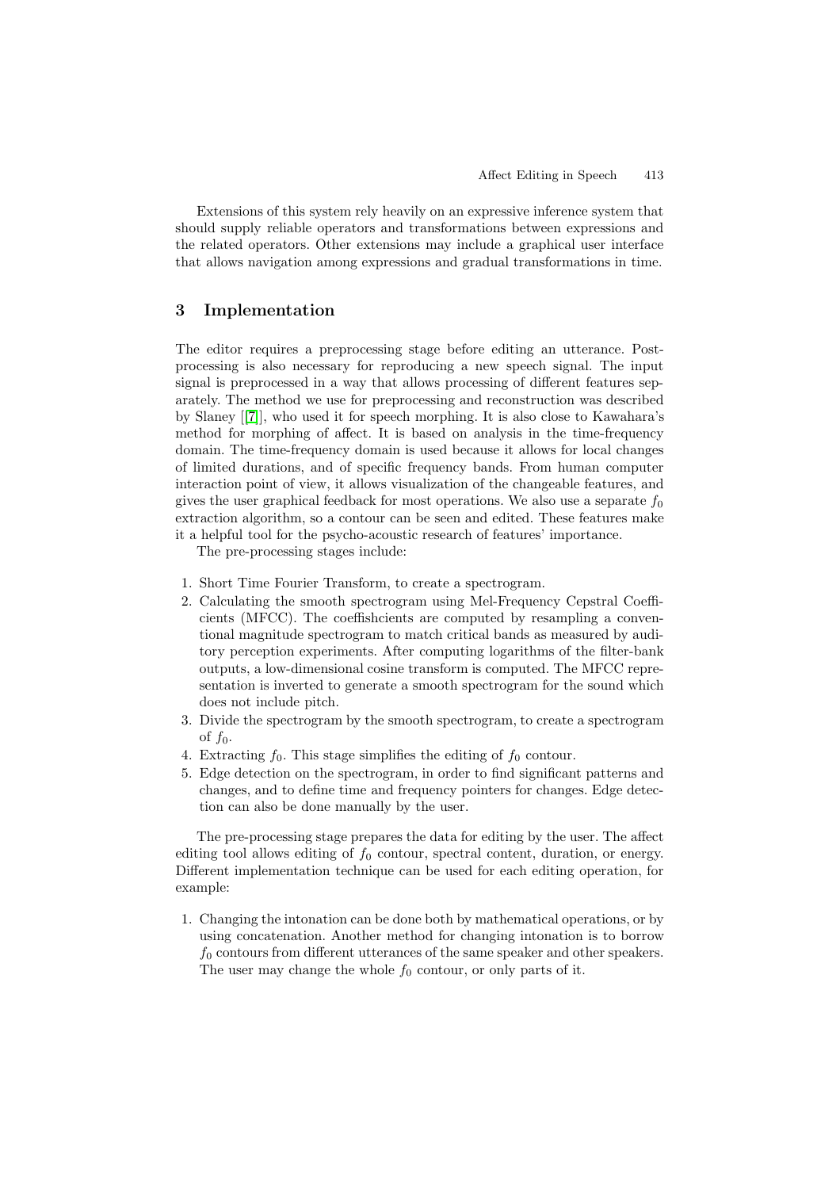Extensions of this system rely heavily on an expressive inference system that should supply reliable operators and transformations between expressions and the related operators. Other extensions may include a graphical user interface that allows navigation among expressions and gradual transformations in time.

## 3 Implementation

The editor requires a preprocessing stage before editing an utterance. Post-processing is also necessary for reproducing a new speech signal. The input signal is preprocessed in a way that allows processing of different features separately. The method we use for preprocessing and reconstruction was described by Slaney [[7]], who used it for speech morphing. It is also close to Kawahara's method for morphing of affect. It is based on analysis in the time-frequency domain. The time-frequency domain is used because it allows for local changes of limited durations, and of specific frequency bands. From human computer interaction point of view, it allows visualization of the changeable features, and gives the user graphical feedback for most operations. We also use a separate $f_0$ extraction algorithm, so a contour can be seen and edited. These features make it a helpful tool for the psycho-acoustic research of features' importance.

The pre-processing stages include:

1. Short Time Fourier Transform, to create a spectrogram.
2. Calculating the smooth spectrogram using Mel-Frequency Cepstral Coefficients (MFCC). The coeffishcients are computed by resampling a conventional magnitude spectrogram to match critical bands as measured by auditory perception experiments. After computing logarithms of the filter-bank outputs, a low-dimensional cosine transform is computed. The MFCC representation is inverted to generate a smooth spectrogram for the sound which does not include pitch.
3. Divide the spectrogram by the smooth spectrogram, to create a spectrogram of $f_0$.
4. Extracting $f_0$. This stage simplifies the editing of $f_0$ contour.
5. Edge detection on the spectrogram, in order to find significant patterns and changes, and to define time and frequency pointers for changes. Edge detection can also be done manually by the user.

The pre-processing stage prepares the data for editing by the user. The affect editing tool allows editing of $f_0$ contour, spectral content, duration, or energy. Different implementation technique can be used for each editing operation, for example:

1. Changing the intonation can be done both by mathematical operations, or by using concatenation. Another method for changing intonation is to borrow $f_0$ contours from different utterances of the same speaker and other speakers. The user may change the whole $f_0$ contour, or only parts of it.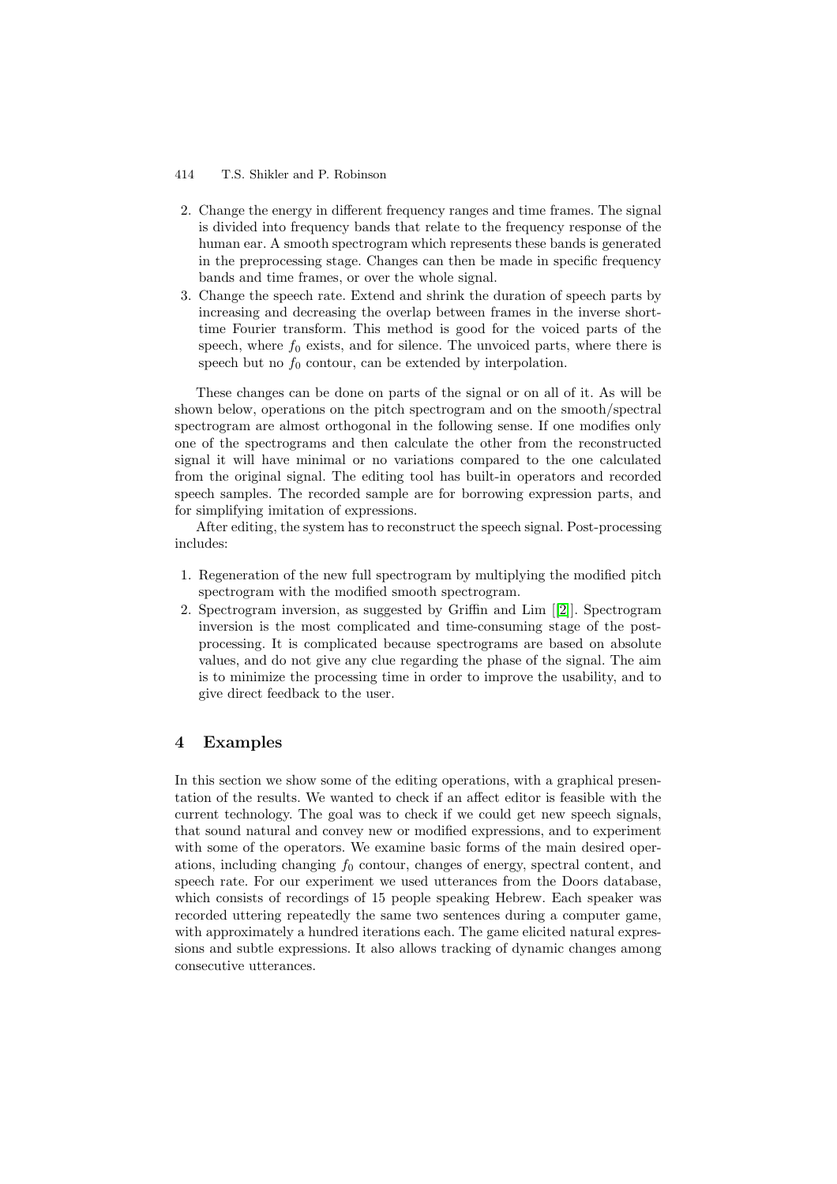2. Change the energy in different frequency ranges and time frames. The signal is divided into frequency bands that relate to the frequency response of the human ear. A smooth spectrogram which represents these bands is generated in the preprocessing stage. Changes can then be made in specific frequency bands and time frames, or over the whole signal.
3. Change the speech rate. Extend and shrink the duration of speech parts by increasing and decreasing the overlap between frames in the inverse short-time Fourier transform. This method is good for the voiced parts of the speech, where $f_0$ exists, and for silence. The unvoiced parts, where there is speech but no $f_0$ contour, can be extended by interpolation.

These changes can be done on parts of the signal or on all of it. As will be shown below, operations on the pitch spectrogram and on the smooth/spectral spectrogram are almost orthogonal in the following sense. If one modifies only one of the spectrograms and then calculate the other from the reconstructed signal it will have minimal or no variations compared to the one calculated from the original signal. The editing tool has built-in operators and recorded speech samples. The recorded sample are for borrowing expression parts, and for simplifying imitation of expressions.

After editing, the system has to reconstruct the speech signal. Post-processing includes:

1. Regeneration of the new full spectrogram by multiplying the modified pitch spectrogram with the modified smooth spectrogram.
2. Spectrogram inversion, as suggested by Griffin and Lim [[2]]. Spectrogram inversion is the most complicated and time-consuming stage of the post-processing. It is complicated because spectrograms are based on absolute values, and do not give any clue regarding the phase of the signal. The aim is to minimize the processing time in order to improve the usability, and to give direct feedback to the user.

## 4 Examples

In this section we show some of the editing operations, with a graphical presentation of the results. We wanted to check if an affect editor is feasible with the current technology. The goal was to check if we could get new speech signals, that sound natural and convey new or modified expressions, and to experiment with some of the operators. We examine basic forms of the main desired operations, including changing $f_0$ contour, changes of energy, spectral content, and speech rate. For our experiment we used utterances from the Doors database, which consists of recordings of 15 people speaking Hebrew. Each speaker was recorded uttering repeatedly the same two sentences during a computer game, with approximately a hundred iterations each. The game elicited natural expressions and subtle expressions. It also allows tracking of dynamic changes among consecutive utterances.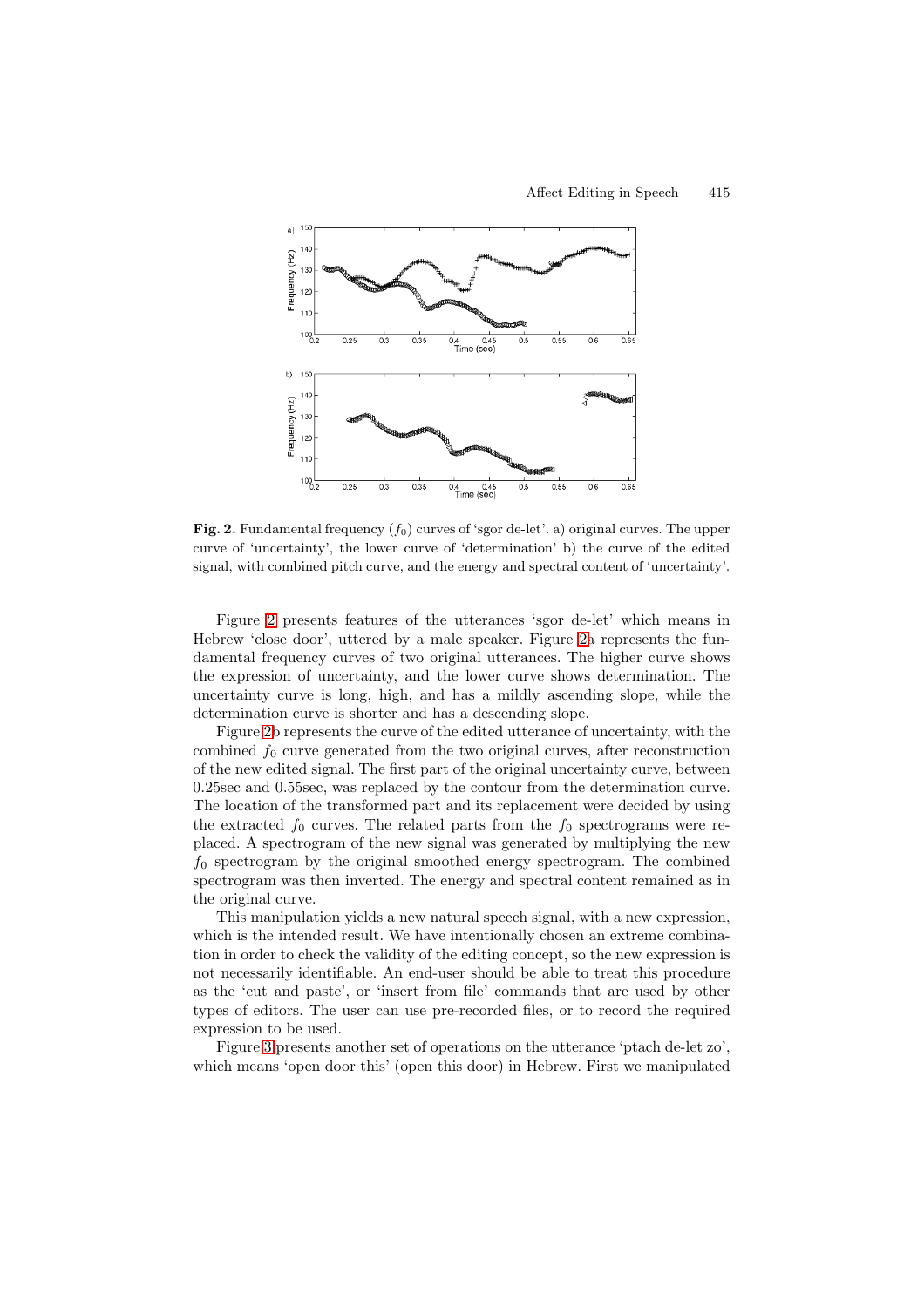**Fig. 2.** Fundamental frequency ($f_0$) curves of 'sgor de-let'. a) original curves. The upper curve of 'uncertainty', the lower curve of 'determination' b) the curve of the edited signal, with combined pitch curve, and the energy and spectral content of 'uncertainty'.

Figure 2 presents features of the utterances 'sgor de-let' which means in Hebrew 'close door', uttered by a male speaker. Figure 2a represents the fundamental frequency curves of two original utterances. The higher curve shows the expression of uncertainty, and the lower curve shows determination. The uncertainty curve is long, high, and has a mildly ascending slope, while the determination curve is shorter and has a descending slope.

Figure 2b represents the curve of the edited utterance of uncertainty, with the combined $f_0$ curve generated from the two original curves, after reconstruction of the new edited signal. The first part of the original uncertainty curve, between 0.25sec and 0.55sec, was replaced by the contour from the determination curve. The location of the transformed part and its replacement were decided by using the extracted $f_0$ curves. The related parts from the $f_0$ spectrograms were replaced. A spectrogram of the new signal was generated by multiplying the new $f_0$ spectrogram by the original smoothed energy spectrogram. The combined spectrogram was then inverted. The energy and spectral content remained as in the original curve.

This manipulation yields a new natural speech signal, with a new expression, which is the intended result. We have intentionally chosen an extreme combination in order to check the validity of the editing concept, so the new expression is not necessarily identifiable. An end-user should be able to treat this procedure as the 'cut and paste', or 'insert from file' commands that are used by other types of editors. The user can use pre-recorded files, or to record the required expression to be used.

Figure 3 presents another set of operations on the utterance 'ptach de-let zo', which means 'open door this' (open this door) in Hebrew. First we manipulated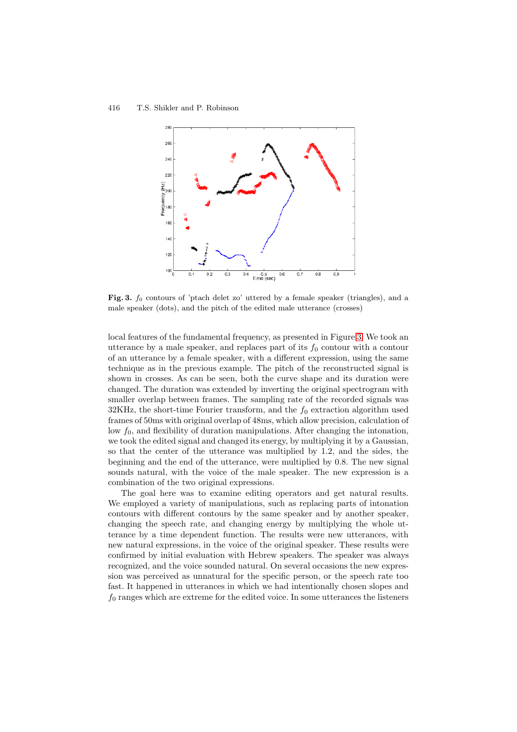**Fig. 3.** $f_0$ contours of 'ptach delet zo' uttered by a female speaker (triangles), and a male speaker (dots), and the pitch of the edited male utterance (crosses)

local features of the fundamental frequency, as presented in Figure 3. We took an utterance by a male speaker, and replaces part of its $f_0$ contour with a contour of an utterance by a female speaker, with a different expression, using the same technique as in the previous example. The pitch of the reconstructed signal is shown in crosses. As can be seen, both the curve shape and its duration were changed. The duration was extended by inverting the original spectrogram with smaller overlap between frames. The sampling rate of the recorded signals was 32KHz, the short-time Fourier transform, and the $f_0$ extraction algorithm used frames of 50ms with original overlap of 48ms, which allow precision, calculation of low $f_0$, and flexibility of duration manipulations. After changing the intonation, we took the edited signal and changed its energy, by multiplying it by a Gaussian, so that the center of the utterance was multiplied by 1.2, and the sides, the beginning and the end of the utterance, were multiplied by 0.8. The new signal sounds natural, with the voice of the male speaker. The new expression is a combination of the two original expressions.

The goal here was to examine editing operators and get natural results. We employed a variety of manipulations, such as replacing parts of intonation contours with different contours by the same speaker and by another speaker, changing the speech rate, and changing energy by multiplying the whole utterance by a time dependent function. The results were new utterances, with new natural expressions, in the voice of the original speaker. These results were confirmed by initial evaluation with Hebrew speakers. The speaker was always recognized, and the voice sounded natural. On several occasions the new expression was perceived as unnatural for the specific person, or the speech rate too fast. It happened in utterances in which we had intentionally chosen slopes and $f_0$ ranges which are extreme for the edited voice. In some utterances the listeners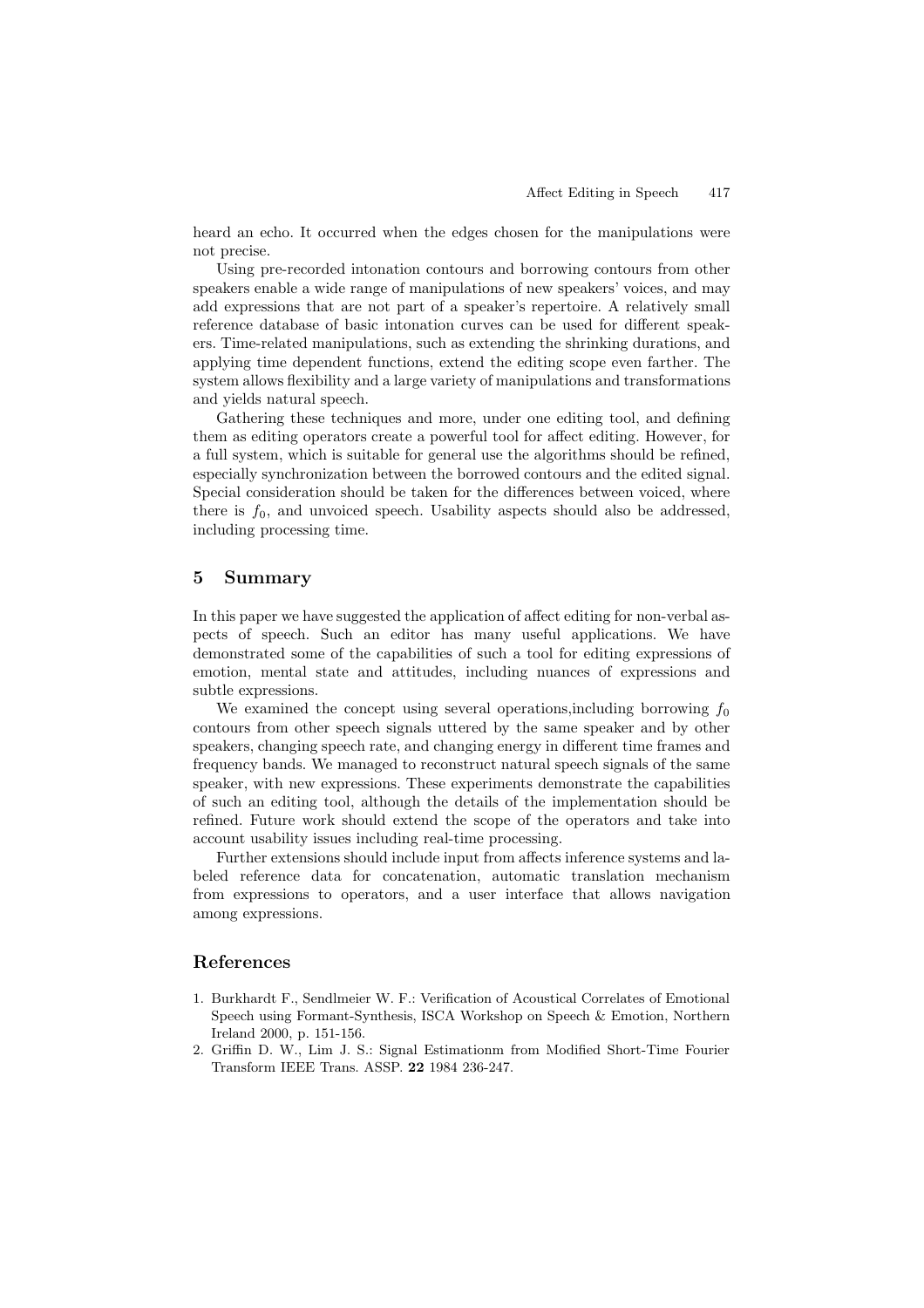heard an echo. It occurred when the edges chosen for the manipulations were not precise.

Using pre-recorded intonation contours and borrowing contours from other speakers enable a wide range of manipulations of new speakers' voices, and may add expressions that are not part of a speaker's repertoire. A relatively small reference database of basic intonation curves can be used for different speakers. Time-related manipulations, such as extending the shrinking durations, and applying time dependent functions, extend the editing scope even farther. The system allows flexibility and a large variety of manipulations and transformations and yields natural speech.

Gathering these techniques and more, under one editing tool, and defining them as editing operators create a powerful tool for affect editing. However, for a full system, which is suitable for general use the algorithms should be refined, especially synchronization between the borrowed contours and the edited signal. Special consideration should be taken for the differences between voiced, where there is $f_0$, and unvoiced speech. Usability aspects should also be addressed, including processing time.

## 5 Summary

In this paper we have suggested the application of affect editing for non-verbal aspects of speech. Such an editor has many useful applications. We have demonstrated some of the capabilities of such a tool for editing expressions of emotion, mental state and attitudes, including nuances of expressions and subtle expressions.

We examined the concept using several operations,including borrowing $f_0$ contours from other speech signals uttered by the same speaker and by other speakers, changing speech rate, and changing energy in different time frames and frequency bands. We managed to reconstruct natural speech signals of the same speaker, with new expressions. These experiments demonstrate the capabilities of such an editing tool, although the details of the implementation should be refined. Future work should extend the scope of the operators and take into account usability issues including real-time processing.

Further extensions should include input from affects inference systems and labeled reference data for concatenation, automatic translation mechanism from expressions to operators, and a user interface that allows navigation among expressions.

## References

1. Burkhardt F., Sendlmeier W. F.: Verification of Acoustical Correlates of Emotional Speech using Formant-Synthesis, ISCA Workshop on Speech & Emotion, Northern Ireland 2000, p. 151-156.
2. Griffin D. W., Lim J. S.: Signal Estimationm from Modified Short-Time Fourier Transform IEEE Trans. ASSP. **22** 1984 236-247.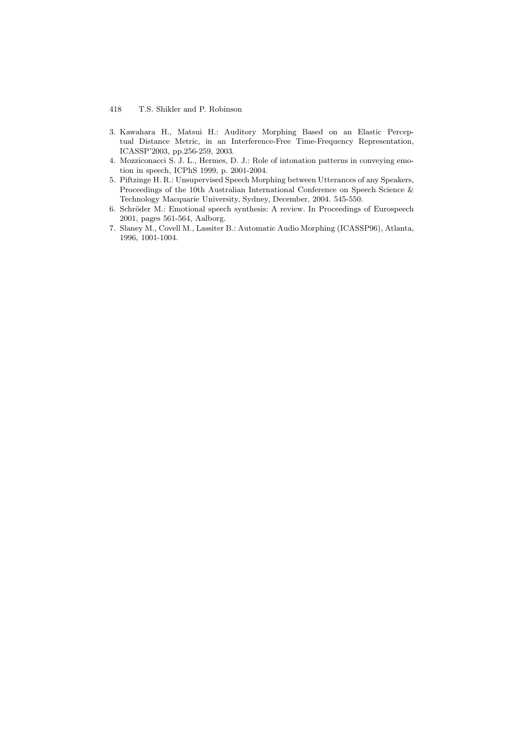3. Kawahara H., Matsui H.: Auditory Morphing Based on an Elastic Perceptual Distance Metric, in an Interference-Free Time-Frequency Representation, ICASSP'2003, pp.256-259, 2003.
4. Mozziconacci S. J. L., Hermes, D. J.: Role of intonation patterns in conveying emotion in speech, ICPhS 1999, p. 2001-2004.
5. Piftzinge H. R.: Unsupervised Speech Morphing between Utterances of any Speakers, Proceedings of the 10th Australian International Conference on Speech Science & Technology Macquarie University, Sydney, December, 2004. 545-550.
6. Schröder M.: Emotional speech synthesis: A review. In Proceedings of Eurospeech 2001, pages 561-564, Aalborg.
7. Slaney M., Covell M., Lassiter B.: Automatic Audio Morphing (ICASSP96), Atlanta, 1996, 1001-1004.